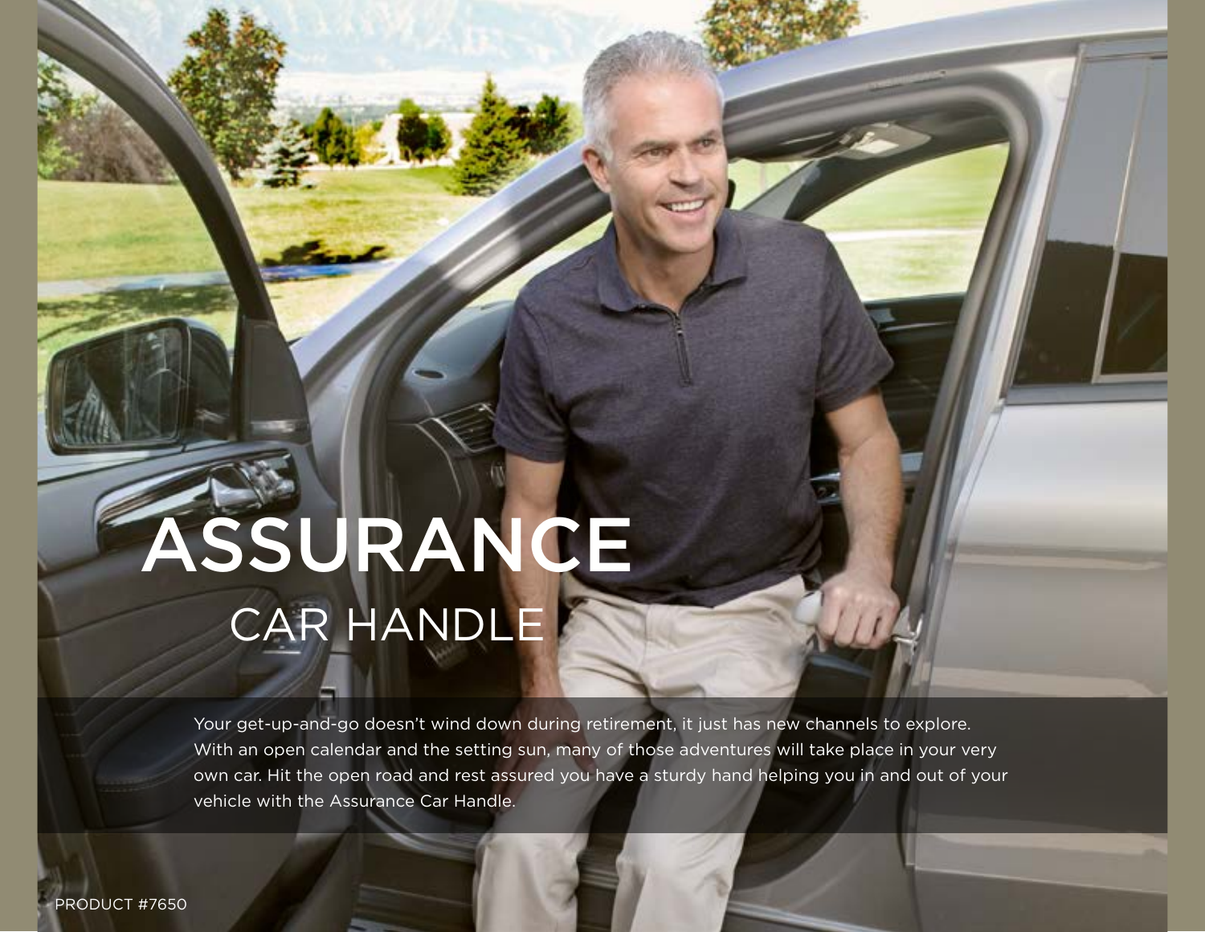# ASSURANCE

## CAR HANDLE

Your get-up-and-go doesn't wind down during retirement, it just has new channels to explore. With an open calendar and the setting sun, many of those adventures will take place in your very own car. Hit the open road and rest assured you have a sturdy hand helping you in and out of your vehicle with the Assurance Car Handle.

PRODUCT #7650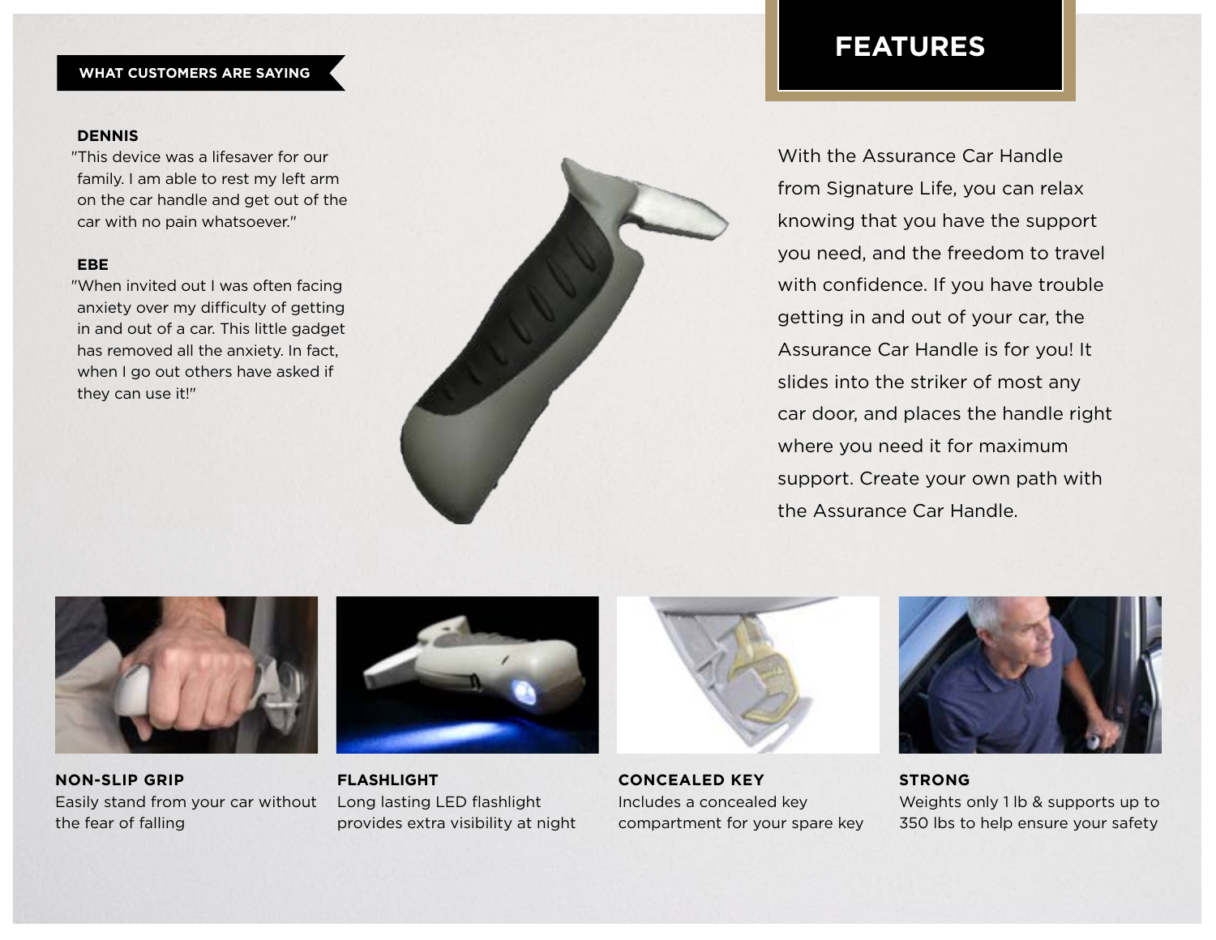## WHAT CUSTOMERS ARE SAYING

**DENNIS**

"This device was a lifesaver for our family. I am able to rest my left arm on the car handle and get out of the car with no pain whatsoever."

**EBE**

"When invited out I was often facing anxiety over my difficulty of getting in and out of a car. This little gadget has removed all the anxiety. In fact, when I go out others have asked if they can use it!"

## FEATURES

With the Assurance Car Handle from Signature Life, you can relax knowing that you have the support you need, and the freedom to travel with confidence. If you have trouble getting in and out of your car, the Assurance Car Handle is for you! It slides into the striker of most any car door, and places the handle right where you need it for maximum support. Create your own path with the Assurance Car Handle.

**NON-SLIP GRIP**
Easily stand from your car without the fear of falling

**FLASHLIGHT**
Long lasting LED flashlight provides extra visibility at night

**CONCEALED KEY**
Includes a concealed key compartment for your spare key

**STRONG**
Weights only 1 lb & supports up to 350 lbs to help ensure your safety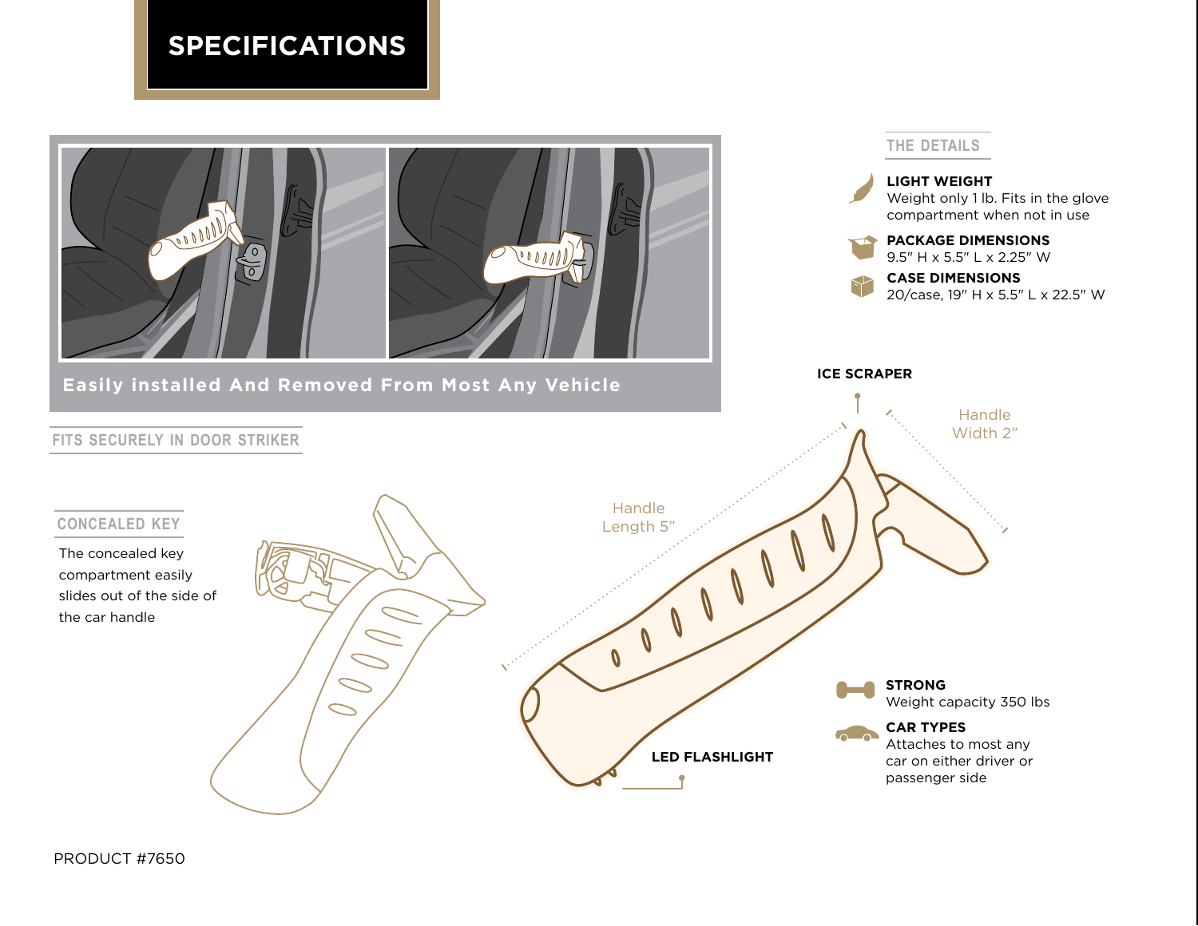# SPECIFICATIONS

Easily installed And Removed From Most Any Vehicle

FITS SECURELY IN DOOR STRIKER

## CONCEALED KEY

The concealed key compartment easily slides out of the side of the car handle

## THE DETAILS

**LIGHT WEIGHT**
Weight only 1 lb. Fits in the glove compartment when not in use

**PACKAGE DIMENSIONS**
9.5" H x 5.5" L x 2.25" W

**CASE DIMENSIONS**
20/case, 19" H x 5.5" L x 22.5" W

ICE SCRAPER

Handle Width 2"

Handle Length 5"

LED FLASHLIGHT

**STRONG**
Weight capacity 350 lbs

**CAR TYPES**
Attaches to most any car on either driver or passenger side

PRODUCT #7650